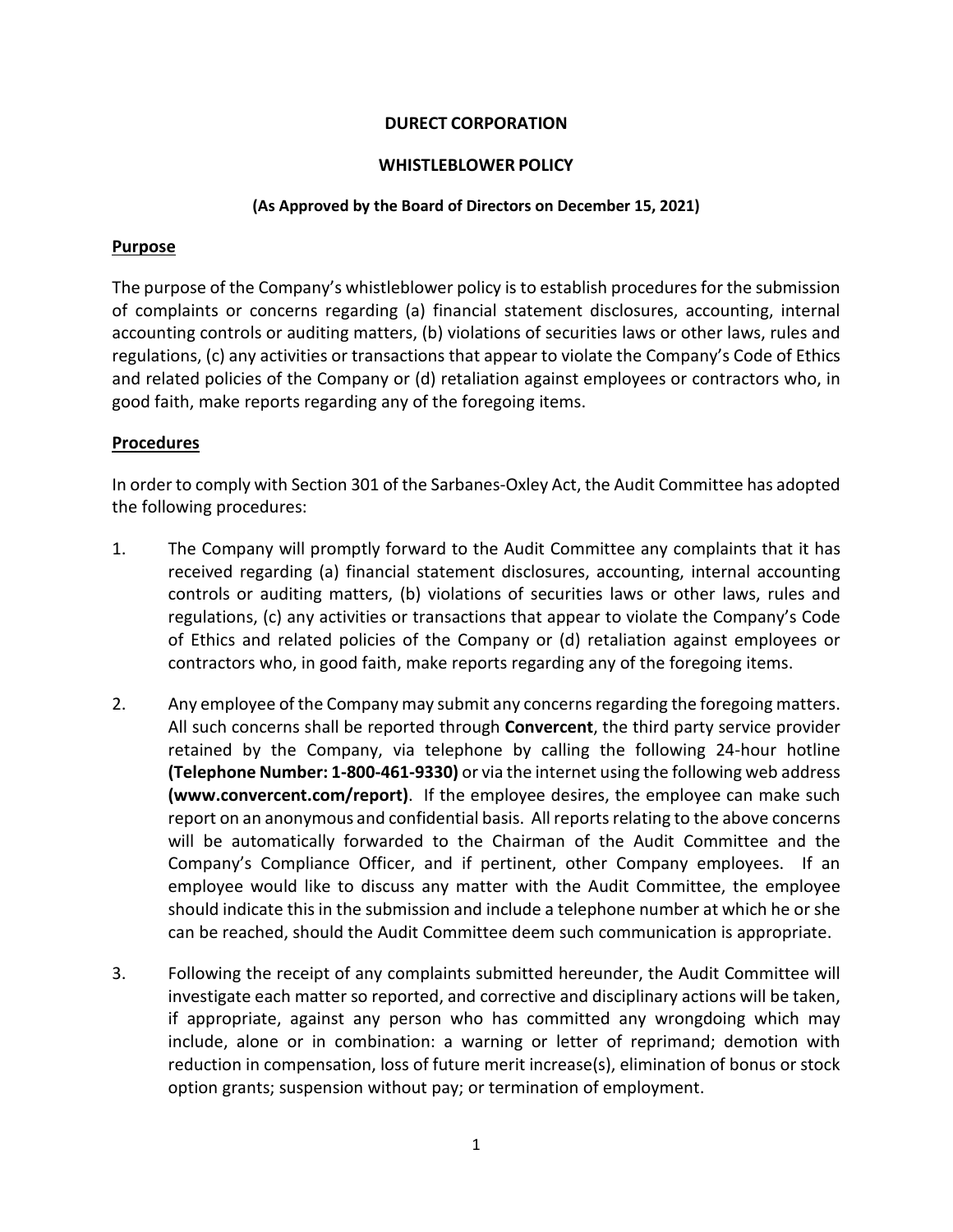# DURECT CORPORATION

## WHISTLEBLOWER POLICY

**(As Approved by the Board of Directors on December 15, 2021)**

**Purpose**

The purpose of the Company's whistleblower policy is to establish procedures for the submission of complaints or concerns regarding (a) financial statement disclosures, accounting, internal accounting controls or auditing matters, (b) violations of securities laws or other laws, rules and regulations, (c) any activities or transactions that appear to violate the Company's Code of Ethics and related policies of the Company or (d) retaliation against employees or contractors who, in good faith, make reports regarding any of the foregoing items.

**Procedures**

In order to comply with Section 301 of the Sarbanes-Oxley Act, the Audit Committee has adopted the following procedures:

1. The Company will promptly forward to the Audit Committee any complaints that it has received regarding (a) financial statement disclosures, accounting, internal accounting controls or auditing matters, (b) violations of securities laws or other laws, rules and regulations, (c) any activities or transactions that appear to violate the Company's Code of Ethics and related policies of the Company or (d) retaliation against employees or contractors who, in good faith, make reports regarding any of the foregoing items.

2. Any employee of the Company may submit any concerns regarding the foregoing matters. All such concerns shall be reported through **Convercent**, the third party service provider retained by the Company, via telephone by calling the following 24-hour hotline **(Telephone Number: 1-800-461-9330)** or via the internet using the following web address **(www.convercent.com/report)**. If the employee desires, the employee can make such report on an anonymous and confidential basis. All reports relating to the above concerns will be automatically forwarded to the Chairman of the Audit Committee and the Company's Compliance Officer, and if pertinent, other Company employees. If an employee would like to discuss any matter with the Audit Committee, the employee should indicate this in the submission and include a telephone number at which he or she can be reached, should the Audit Committee deem such communication is appropriate.

3. Following the receipt of any complaints submitted hereunder, the Audit Committee will investigate each matter so reported, and corrective and disciplinary actions will be taken, if appropriate, against any person who has committed any wrongdoing which may include, alone or in combination: a warning or letter of reprimand; demotion with reduction in compensation, loss of future merit increase(s), elimination of bonus or stock option grants; suspension without pay; or termination of employment.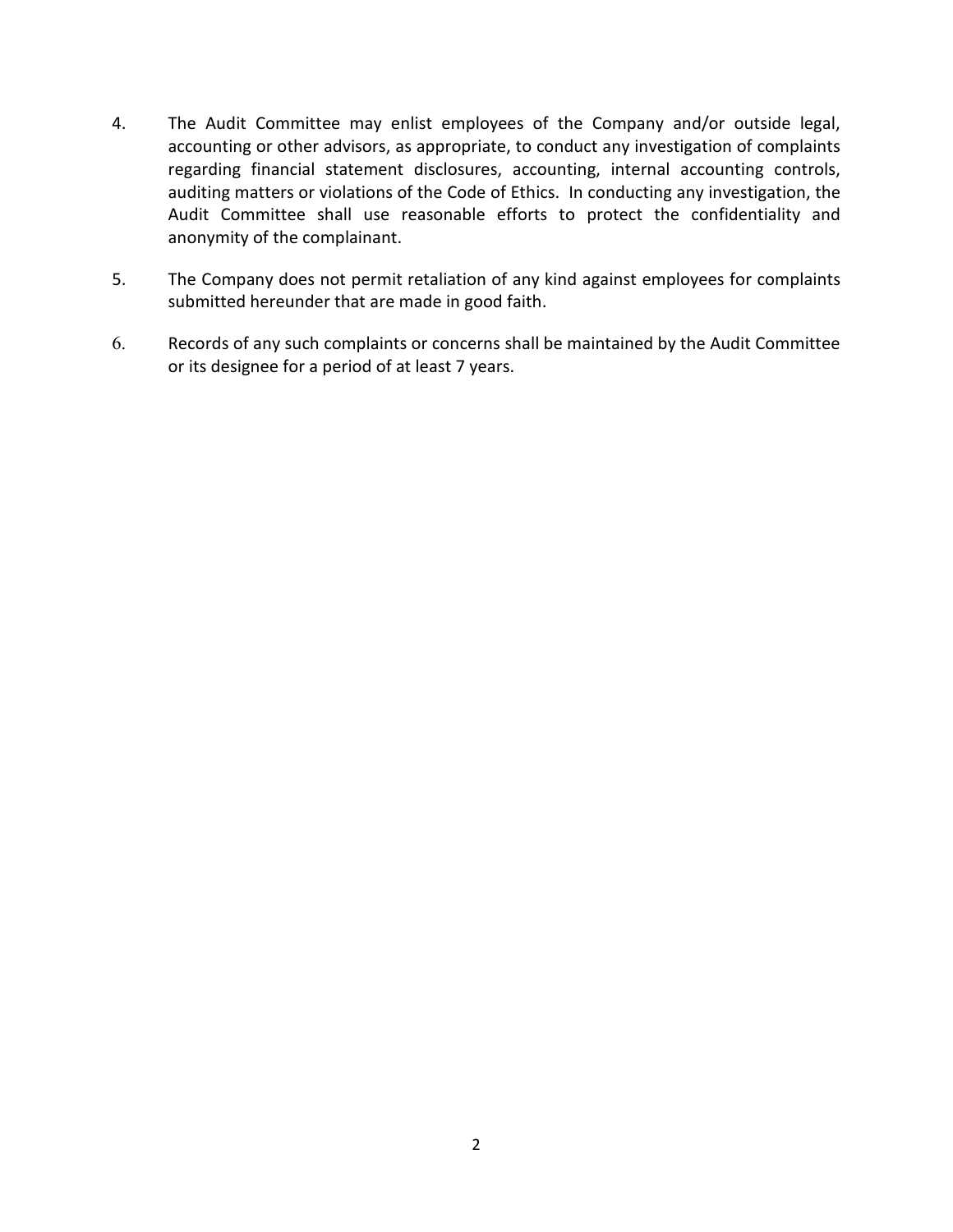4. The Audit Committee may enlist employees of the Company and/or outside legal, accounting or other advisors, as appropriate, to conduct any investigation of complaints regarding financial statement disclosures, accounting, internal accounting controls, auditing matters or violations of the Code of Ethics. In conducting any investigation, the Audit Committee shall use reasonable efforts to protect the confidentiality and anonymity of the complainant.

5. The Company does not permit retaliation of any kind against employees for complaints submitted hereunder that are made in good faith.

6. Records of any such complaints or concerns shall be maintained by the Audit Committee or its designee for a period of at least 7 years.